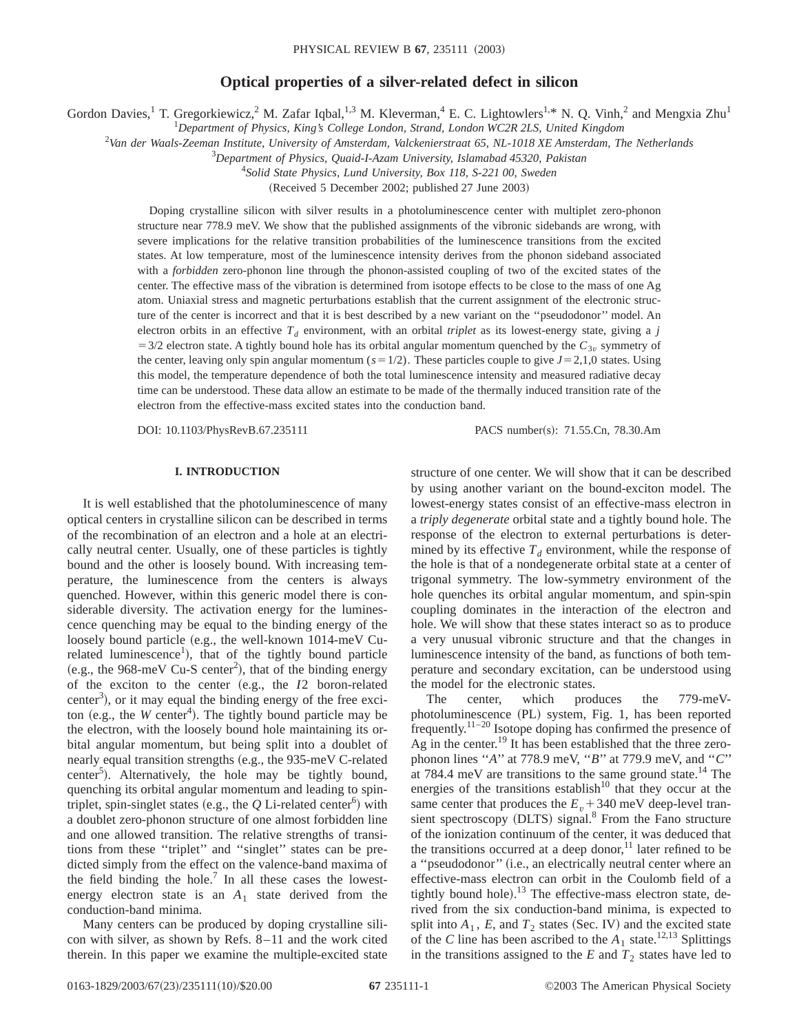# Optical properties of a silver-related defect in silicon

Gordon Davies,[1] T. Gregorkiewicz,[2] M. Zafar Iqbal,[1,3] M. Kleverman,[4] E. C. Lightowlers[1,*] N. Q. Vinh,[2] and Mengxia Zhu[1]

[1]*Department of Physics, King's College London, Strand, London WC2R 2LS, United Kingdom*

[2]*Van der Waals-Zeeman Institute, University of Amsterdam, Valckenierstraat 65, NL-1018 XE Amsterdam, The Netherlands*

[3]*Department of Physics, Quaid-I-Azam University, Islamabad 45320, Pakistan*

[4]*Solid State Physics, Lund University, Box 118, S-221 00, Sweden*

(Received 5 December 2002; published 27 June 2003)

Doping crystalline silicon with silver results in a photoluminescence center with multiplet zero-phonon structure near 778.9 meV. We show that the published assignments of the vibronic sidebands are wrong, with severe implications for the relative transition probabilities of the luminescence transitions from the excited states. At low temperature, most of the luminescence intensity derives from the phonon sideband associated with a *forbidden* zero-phonon line through the phonon-assisted coupling of two of the excited states of the center. The effective mass of the vibration is determined from isotope effects to be close to the mass of one Ag atom. Uniaxial stress and magnetic perturbations establish that the current assignment of the electronic structure of the center is incorrect and that it is best described by a new variant on the "pseudodonor" model. An electron orbits in an effective $T_d$ environment, with an orbital *triplet* as its lowest-energy state, giving a $j=3/2$ electron state. A tightly bound hole has its orbital angular momentum quenched by the $C_{3v}$ symmetry of the center, leaving only spin angular momentum ($s=1/2$). These particles couple to give $J=2,1,0$ states. Using this model, the temperature dependence of both the total luminescence intensity and measured radiative decay time can be understood. These data allow an estimate to be made of the thermally induced transition rate of the electron from the effective-mass excited states into the conduction band.

DOI: 10.1103/PhysRevB.67.235111

PACS number(s): 71.55.Cn, 78.30.Am

## I. INTRODUCTION

It is well established that the photoluminescence of many optical centers in crystalline silicon can be described in terms of the recombination of an electron and a hole at an electrically neutral center. Usually, one of these particles is tightly bound and the other is loosely bound. With increasing temperature, the luminescence from the centers is always quenched. However, within this generic model there is considerable diversity. The activation energy for the luminescence quenching may be equal to the binding energy of the loosely bound particle (e.g., the well-known 1014-meV Cu-related luminescence[1]), that of the tightly bound particle (e.g., the 968-meV Cu-S center[2]), that of the binding energy of the exciton to the center (e.g., the $I2$ boron-related center[3]), or it may equal the binding energy of the free exciton (e.g., the $W$ center[4]). The tightly bound particle may be the electron, with the loosely bound hole maintaining its orbital angular momentum, but being split into a doublet of nearly equal transition strengths (e.g., the 935-meV C-related center[5]). Alternatively, the hole may be tightly bound, quenching its orbital angular momentum and leading to spin-triplet, spin-singlet states (e.g., the $Q$ Li-related center[6]) with a doublet zero-phonon structure of one almost forbidden line and one allowed transition. The relative strengths of transitions from these "triplet" and "singlet" states can be predicted simply from the effect on the valence-band maxima of the field binding the hole.[7] In all these cases the lowest-energy electron state is an $A_1$ state derived from the conduction-band minima.

Many centers can be produced by doping crystalline silicon with silver, as shown by Refs. 8–11 and the work cited therein. In this paper we examine the multiple-excited state structure of one center. We will show that it can be described by using another variant on the bound-exciton model. The lowest-energy states consist of an effective-mass electron in a *triply degenerate* orbital state and a tightly bound hole. The response of the electron to external perturbations is determined by its effective $T_d$ environment, while the response of the hole is that of a nondegenerate orbital state at a center of trigonal symmetry. The low-symmetry environment of the hole quenches its orbital angular momentum, and spin-spin coupling dominates in the interaction of the electron and hole. We will show that these states interact so as to produce a very unusual vibronic structure and that the changes in luminescence intensity of the band, as functions of both temperature and secondary excitation, can be understood using the model for the electronic states.

The center, which produces the 779-meV-photoluminescence (PL) system, Fig. 1, has been reported frequently.[11–20] Isotope doping has confirmed the presence of Ag in the center.[19] It has been established that the three zero-phonon lines "$A$" at 778.9 meV, "$B$" at 779.9 meV, and "$C$" at 784.4 meV are transitions to the same ground state.[14] The energies of the transitions establish[10] that they occur at the same center that produces the $E_v+340$ meV deep-level transient spectroscopy (DLTS) signal.[8] From the Fano structure of the ionization continuum of the center, it was deduced that the transitions occurred at a deep donor,[11] later refined to be a "pseudodonor" (i.e., an electrically neutral center where an effective-mass electron can orbit in the Coulomb field of a tightly bound hole).[13] The effective-mass electron state, derived from the six conduction-band minima, is expected to split into $A_1$, $E$, and $T_2$ states (Sec. IV) and the excited state of the $C$ line has been ascribed to the $A_1$ state.[12,13] Splittings in the transitions assigned to the $E$ and $T_2$ states have led to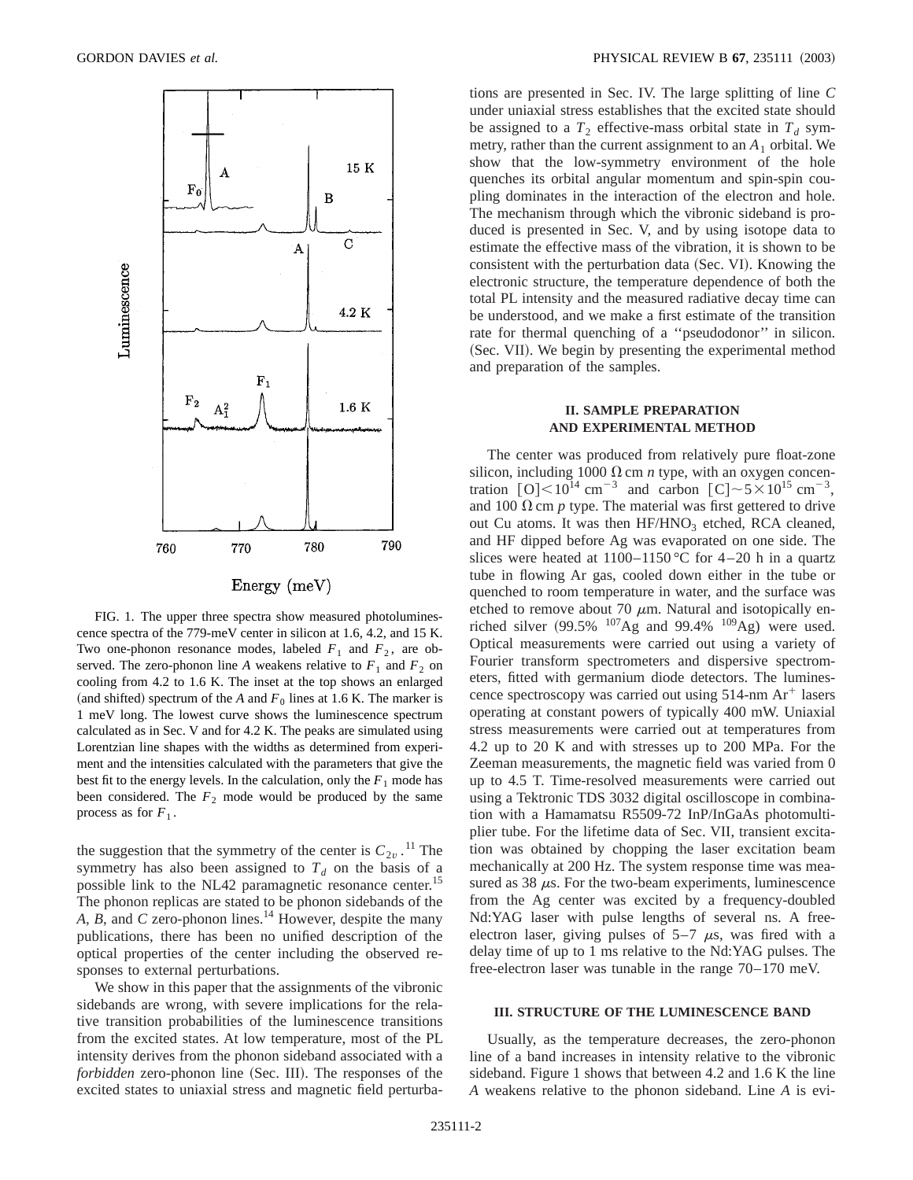FIG. 1. The upper three spectra show measured photoluminescence spectra of the 779-meV center in silicon at 1.6, 4.2, and 15 K. Two one-phonon resonance modes, labeled $F_1$ and $F_2$, are observed. The zero-phonon line *A* weakens relative to $F_1$ and $F_2$ on cooling from 4.2 to 1.6 K. The inset at the top shows an enlarged (and shifted) spectrum of the *A* and $F_0$ lines at 1.6 K. The marker is 1 meV long. The lowest curve shows the luminescence spectrum calculated as in Sec. V and for 4.2 K. The peaks are simulated using Lorentzian line shapes with the widths as determined from experiment and the intensities calculated with the parameters that give the best fit to the energy levels. In the calculation, only the $F_1$ mode has been considered. The $F_2$ mode would be produced by the same process as for $F_1$.

the suggestion that the symmetry of the center is $C_{2v}$.[11] The symmetry has also been assigned to $T_d$ on the basis of a possible link to the NL42 paramagnetic resonance center.[15] The phonon replicas are stated to be phonon sidebands of the *A*, *B*, and *C* zero-phonon lines.[14] However, despite the many publications, there has been no unified description of the optical properties of the center including the observed responses to external perturbations.

We show in this paper that the assignments of the vibronic sidebands are wrong, with severe implications for the relative transition probabilities of the luminescence transitions from the excited states. At low temperature, most of the PL intensity derives from the phonon sideband associated with a *forbidden* zero-phonon line (Sec. III). The responses of the excited states to uniaxial stress and magnetic field perturbations are presented in Sec. IV. The large splitting of line *C* under uniaxial stress establishes that the excited state should be assigned to a $T_2$ effective-mass orbital state in $T_d$ symmetry, rather than the current assignment to an $A_1$ orbital. We show that the low-symmetry environment of the hole quenches its orbital angular momentum and spin-spin coupling dominates in the interaction of the electron and hole. The mechanism through which the vibronic sideband is produced is presented in Sec. V, and by using isotope data to estimate the effective mass of the vibration, it is shown to be consistent with the perturbation data (Sec. VI). Knowing the electronic structure, the temperature dependence of both the total PL intensity and the measured radiative decay time can be understood, and we make a first estimate of the transition rate for thermal quenching of a "pseudodonor" in silicon. (Sec. VII). We begin by presenting the experimental method and preparation of the samples.

## II. SAMPLE PREPARATION AND EXPERIMENTAL METHOD

The center was produced from relatively pure float-zone silicon, including 1000 Ω cm *n* type, with an oxygen concentration $[\mathrm{O}]<10^{14}\ \mathrm{cm}^{-3}$ and carbon $[\mathrm{C}]\sim5\times10^{15}\ \mathrm{cm}^{-3}$, and 100 Ω cm *p* type. The material was first gettered to drive out Cu atoms. It was then $HF/HNO_3$ etched, RCA cleaned, and HF dipped before Ag was evaporated on one side. The slices were heated at 1100–1150 °C for 4–20 h in a quartz tube in flowing Ar gas, cooled down either in the tube or quenched to room temperature in water, and the surface was etched to remove about 70 μm. Natural and isotopically enriched silver (99.5% $^{107}$Ag and 99.4% $^{109}$Ag) were used. Optical measurements were carried out using a variety of Fourier transform spectrometers and dispersive spectrometers, fitted with germanium diode detectors. The luminescence spectroscopy was carried out using 514-nm $Ar^{+}$ lasers operating at constant powers of typically 400 mW. Uniaxial stress measurements were carried out at temperatures from 4.2 up to 20 K and with stresses up to 200 MPa. For the Zeeman measurements, the magnetic field was varied from 0 up to 4.5 T. Time-resolved measurements were carried out using a Tektronic TDS 3032 digital oscilloscope in combination with a Hamamatsu R5509-72 InP/InGaAs photomultiplier tube. For the lifetime data of Sec. VII, transient excitation was obtained by chopping the laser excitation beam mechanically at 200 Hz. The system response time was measured as 38 μs. For the two-beam experiments, luminescence from the Ag center was excited by a frequency-doubled Nd:YAG laser with pulse lengths of several ns. A free-electron laser, giving pulses of 5–7 μs, was fired with a delay time of up to 1 ms relative to the Nd:YAG pulses. The free-electron laser was tunable in the range 70–170 meV.

## III. STRUCTURE OF THE LUMINESCENCE BAND

Usually, as the temperature decreases, the zero-phonon line of a band increases in intensity relative to the vibronic sideband. Figure 1 shows that between 4.2 and 1.6 K the line *A* weakens relative to the phonon sideband. Line *A* is evi-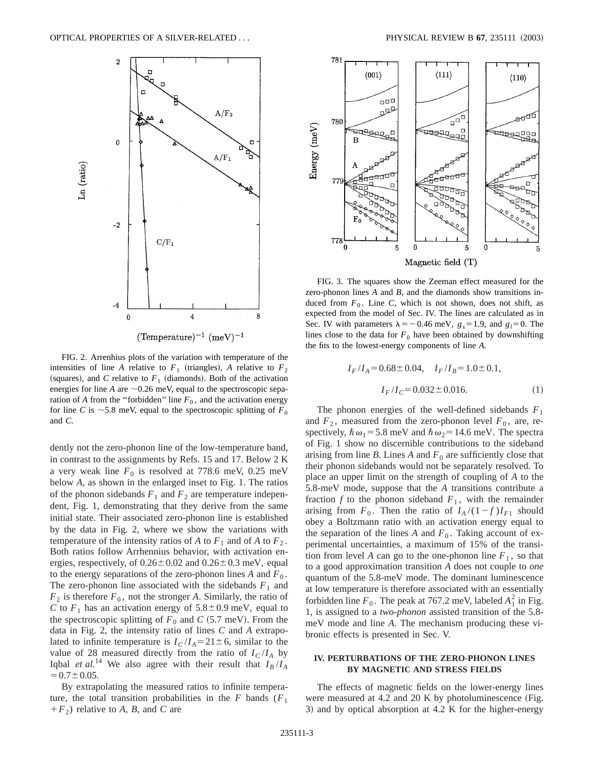FIG. 2. Arrhenius plots of the variation with temperature of the intensities of line $A$ relative to $F_1$ (triangles), $A$ relative to $F_2$ (squares), and $C$ relative to $F_1$ (diamonds). Both of the activation energies for line $A$ are ~0.26 meV, equal to the spectroscopic separation of $A$ from the "forbidden" line $F_0$, and the activation energy for line $C$ is ~5.8 meV, equal to the spectroscopic splitting of $F_0$ and $C$.

dently not the zero-phonon line of the low-temperature band, in contrast to the assignments by Refs. 15 and 17. Below 2 K a very weak line $F_0$ is resolved at 778.6 meV, 0.25 meV below $A$, as shown in the enlarged inset to Fig. 1. The ratios of the phonon sidebands $F_1$ and $F_2$ are temperature independent, Fig. 1, demonstrating that they derive from the same initial state. Their associated zero-phonon line is established by the data in Fig. 2, where we show the variations with temperature of the intensity ratios of $A$ to $F_1$ and of $A$ to $F_2$. Both ratios follow Arrhenius behavior, with activation energies, respectively, of $0.26\pm0.02$ and $0.26\pm0.3$ meV, equal to the energy separations of the zero-phonon lines $A$ and $F_0$. The zero-phonon line associated with the sidebands $F_1$ and $F_2$ is therefore $F_0$, not the stronger $A$. Similarly, the ratio of $C$ to $F_1$ has an activation energy of $5.8\pm0.9$ meV, equal to the spectroscopic splitting of $F_0$ and $C$ (5.7 meV). From the data in Fig. 2, the intensity ratio of lines $C$ and $A$ extrapolated to infinite temperature is $I_C/I_A=21\pm6$, similar to the value of 28 measured directly from the ratio of $I_C/I_A$ by Iqbal *et al.*[14] We also agree with their result that $I_B/I_A=0.7\pm0.05$.

By extrapolating the measured ratios to infinite temperature, the total transition probabilities in the $F$ bands ($F_1+F_2$) relative to $A$, $B$, and $C$ are

FIG. 3. The squares show the Zeeman effect measured for the zero-phonon lines $A$ and $B$, and the diamonds show transitions induced from $F_0$. Line $C$, which is not shown, does not shift, as expected from the model of Sec. IV. The lines are calculated as in Sec. IV with parameters $\lambda=-0.46$ meV, $g_s=1.9$, and $g_l=0$. The lines close to the data for $F_0$ have been obtained by downshifting the fits to the lowest-energy components of line $A$.

$$I_F/I_A=0.68\pm0.04,\quad I_F/I_B=1.0\pm0.1,$$

$$I_F/I_C=0.032\pm0.016. \tag{1}$$

The phonon energies of the well-defined sidebands $F_1$ and $F_2$, measured from the zero-phonon level $F_0$, are, respectively, $\hbar\omega_1=5.8$ meV and $\hbar\omega_2=14.6$ meV. The spectra of Fig. 1 show no discernible contributions to the sideband arising from line $B$. Lines $A$ and $F_0$ are sufficiently close that their phonon sidebands would not be separately resolved. To place an upper limit on the strength of coupling of $A$ to the 5.8-meV mode, suppose that the $A$ transitions contribute a fraction $f$ to the phonon sideband $F_1$, with the remainder arising from $F_0$. Then the ratio of $I_A/(1-f)I_{F1}$ should obey a Boltzmann ratio with an activation energy equal to the separation of the lines $A$ and $F_0$. Taking account of experimental uncertainties, a maximum of 15% of the transition from level $A$ can go to the one-phonon line $F_1$, so that to a good approximation transition $A$ does not couple to *one* quantum of the 5.8-meV mode. The dominant luminescence at low temperature is therefore associated with an essentially forbidden line $F_0$. The peak at 767.2 meV, labeled $A_1^2$ in Fig. 1, is assigned to a *two-phonon* assisted transition of the 5.8-meV mode and line $A$. The mechanism producing these vibronic effects is presented in Sec. V.

## IV. PERTURBATIONS OF THE ZERO-PHONON LINES BY MAGNETIC AND STRESS FIELDS

The effects of magnetic fields on the lower-energy lines were measured at 4.2 and 20 K by photoluminescence (Fig. 3) and by optical absorption at 4.2 K for the higher-energy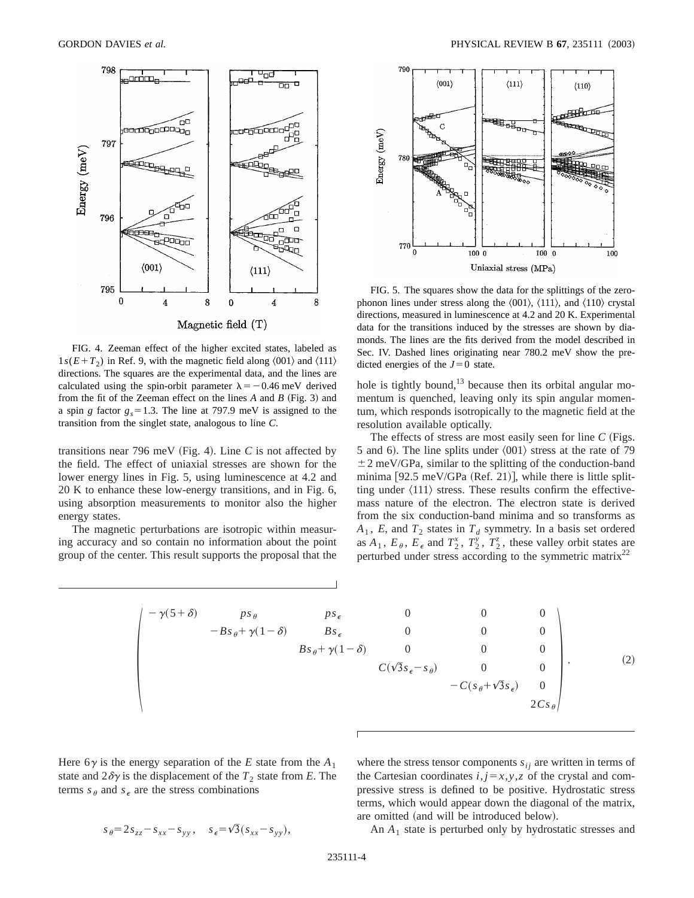FIG. 4. Zeeman effect of the higher excited states, labeled as $1s(E+T_2)$ in Ref. 9, with the magnetic field along $\langle 001 \rangle$ and $\langle 111 \rangle$ directions. The squares are the experimental data, and the lines are calculated using the spin-orbit parameter $\lambda = -0.46$ meV derived from the fit of the Zeeman effect on the lines *A* and *B* (Fig. 3) and a spin *g* factor $g_s = 1.3$. The line at 797.9 meV is assigned to the transition from the singlet state, analogous to line *C*.

FIG. 5. The squares show the data for the splittings of the zero-phonon lines under stress along the $\langle 001 \rangle$, $\langle 111 \rangle$, and $\langle 110 \rangle$ crystal directions, measured in luminescence at 4.2 and 20 K. Experimental data for the transitions induced by the stresses are shown by diamonds. The lines are the fits derived from the model described in Sec. IV. Dashed lines originating near 780.2 meV show the predicted energies of the $J=0$ state.

transitions near 796 meV (Fig. 4). Line *C* is not affected by the field. The effect of uniaxial stresses are shown for the lower energy lines in Fig. 5, using luminescence at 4.2 and 20 K to enhance these low-energy transitions, and in Fig. 6, using absorption measurements to monitor also the higher energy states.

The magnetic perturbations are isotropic within measuring accuracy and so contain no information about the point group of the center. This result supports the proposal that the hole is tightly bound,[13] because then its orbital angular momentum is quenched, leaving only its spin angular momentum, which responds isotropically to the magnetic field at the resolution available optically.

The effects of stress are most easily seen for line *C* (Figs. 5 and 6). The line splits under $\langle 001 \rangle$ stress at the rate of $79 \pm 2$ meV/GPa, similar to the splitting of the conduction-band minima [92.5 meV/GPa (Ref. 21)], while there is little splitting under $\langle 111 \rangle$ stress. These results confirm the effective-mass nature of the electron. The electron state is derived from the six conduction-band minima and so transforms as $A_1$, *E,* and $T_2$ states in $T_d$ symmetry. In a basis set ordered as $A_1$, $E_\theta$, $E_\epsilon$ and $T_2^x$, $T_2^y$, $T_2^z$, these valley orbit states are perturbed under stress according to the symmetric matrix[22]

$$\begin{pmatrix} -\gamma(5+\delta) & ps_\theta & ps_\epsilon & 0 & 0 & 0 \\ & -Bs_\theta+\gamma(1-\delta) & Bs_\epsilon & 0 & 0 & 0 \\ & & Bs_\theta+\gamma(1-\delta) & 0 & 0 & 0 \\ & & & C(\sqrt{3}s_\epsilon - s_\theta) & 0 & 0 \\ & & & & -C(s_\theta+\sqrt{3}s_\epsilon) & 0 \\ & & & & & 2Cs_\theta \end{pmatrix}. \tag{2}$$

Here $6\gamma$ is the energy separation of the *E* state from the $A_1$ state and $2\delta\gamma$ is the displacement of the $T_2$ state from *E*. The terms $s_\theta$ and $s_\epsilon$ are the stress combinations

$$s_\theta = 2s_{zz} - s_{xx} - s_{yy}, \quad s_\epsilon = \sqrt{3}(s_{xx} - s_{yy}),$$

where the stress tensor components $s_{ij}$ are written in terms of the Cartesian coordinates $i,j = x,y,z$ of the crystal and compressive stress is defined to be positive. Hydrostatic stress terms, which would appear down the diagonal of the matrix, are omitted (and will be introduced below).

An $A_1$ state is perturbed only by hydrostatic stresses and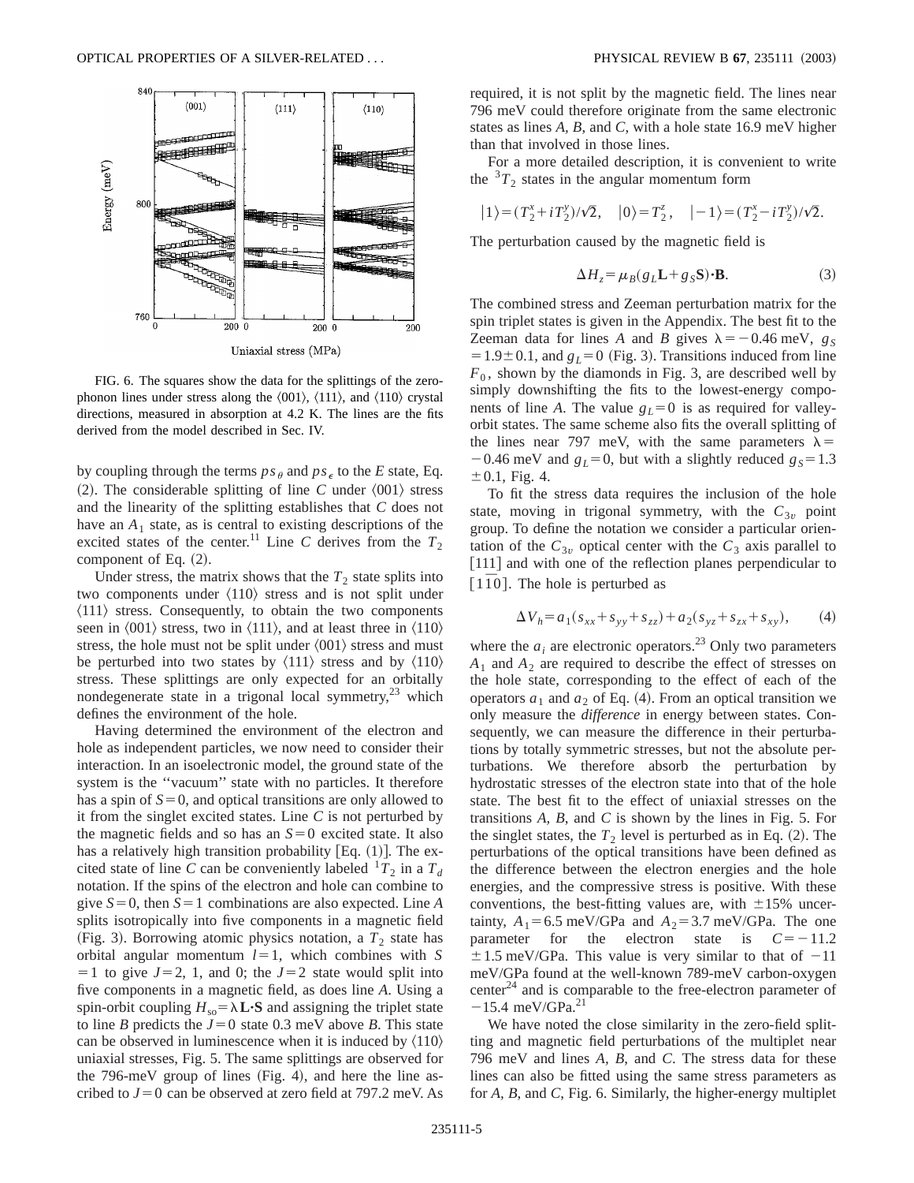FIG. 6. The squares show the data for the splittings of the zero-phonon lines under stress along the $\langle 001\rangle$, $\langle 111\rangle$, and $\langle 110\rangle$ crystal directions, measured in absorption at 4.2 K. The lines are the fits derived from the model described in Sec. IV.

by coupling through the terms $ps_\theta$ and $ps_\epsilon$ to the $E$ state, Eq. (2). The considerable splitting of line $C$ under $\langle 001\rangle$ stress and the linearity of the splitting establishes that $C$ does not have an $A_1$ state, as is central to existing descriptions of the excited states of the center.[11] Line $C$ derives from the $T_2$ component of Eq. (2).

Under stress, the matrix shows that the $T_2$ state splits into two components under $\langle 110\rangle$ stress and is not split under $\langle 111\rangle$ stress. Consequently, to obtain the two components seen in $\langle 001\rangle$ stress, two in $\langle 111\rangle$, and at least three in $\langle 110\rangle$ stress, the hole must not be split under $\langle 001\rangle$ stress and must be perturbed into two states by $\langle 111\rangle$ stress and by $\langle 110\rangle$ stress. These splittings are only expected for an orbitally nondegenerate state in a trigonal local symmetry,[23] which defines the environment of the hole.

Having determined the environment of the electron and hole as independent particles, we now need to consider their interaction. In an isoelectronic model, the ground state of the system is the "vacuum" state with no particles. It therefore has a spin of $S=0$, and optical transitions are only allowed to it from the singlet excited states. Line $C$ is not perturbed by the magnetic fields and so has an $S=0$ excited state. It also has a relatively high transition probability [Eq. (1)]. The excited state of line $C$ can be conveniently labeled ${}^1T_2$ in a $T_d$ notation. If the spins of the electron and hole can combine to give $S=0$, then $S=1$ combinations are also expected. Line $A$ splits isotropically into five components in a magnetic field (Fig. 3). Borrowing atomic physics notation, a $T_2$ state has orbital angular momentum $l=1$, which combines with $S=1$ to give $J=2$, 1, and 0; the $J=2$ state would split into five components in a magnetic field, as does line $A$. Using a spin-orbit coupling $H_{so}=\lambda\mathbf{L}\cdot\mathbf{S}$ and assigning the triplet state to line $B$ predicts the $J=0$ state 0.3 meV above $B$. This state can be observed in luminescence when it is induced by $\langle 110\rangle$ uniaxial stresses, Fig. 5. The same splittings are observed for the 796-meV group of lines (Fig. 4), and here the line ascribed to $J=0$ can be observed at zero field at 797.2 meV. As required, it is not split by the magnetic field. The lines near 796 meV could therefore originate from the same electronic states as lines $A$, $B$, and $C$, with a hole state 16.9 meV higher than that involved in those lines.

For a more detailed description, it is convenient to write the ${}^3T_2$ states in the angular momentum form

$$|1\rangle=(T_2^x+iT_2^y)/\sqrt{2},\quad |0\rangle=T_2^z,\quad |-1\rangle=(T_2^x-iT_2^y)/\sqrt{2}.$$

The perturbation caused by the magnetic field is

$$\Delta H_z=\mu_B(g_L\mathbf{L}+g_S\mathbf{S})\cdot\mathbf{B}. \tag{3}$$

The combined stress and Zeeman perturbation matrix for the spin triplet states is given in the Appendix. The best fit to the Zeeman data for lines $A$ and $B$ gives $\lambda=-0.46$ meV, $g_S=1.9\pm0.1$, and $g_L=0$ (Fig. 3). Transitions induced from line $F_0$, shown by the diamonds in Fig. 3, are described well by simply downshifting the fits to the lowest-energy components of line $A$. The value $g_L=0$ is as required for valley-orbit states. The same scheme also fits the overall splitting of the lines near 797 meV, with the same parameters $\lambda=-0.46$ meV and $g_L=0$, but with a slightly reduced $g_S=1.3\pm0.1$, Fig. 4.

To fit the stress data requires the inclusion of the hole state, moving in trigonal symmetry, with the $C_{3v}$ point group. To define the notation we consider a particular orientation of the $C_{3v}$ optical center with the $C_3$ axis parallel to [111] and with one of the reflection planes perpendicular to $[1\bar{1}0]$. The hole is perturbed as

$$\Delta V_h=a_1(s_{xx}+s_{yy}+s_{zz})+a_2(s_{yz}+s_{zx}+s_{xy}), \tag{4}$$

where the $a_i$ are electronic operators.[23] Only two parameters $A_1$ and $A_2$ are required to describe the effect of stresses on the hole state, corresponding to the effect of each of the operators $a_1$ and $a_2$ of Eq. (4). From an optical transition we only measure the *difference* in energy between states. Consequently, we can measure the difference in their perturbations by totally symmetric stresses, but not the absolute perturbations. We therefore absorb the perturbation by hydrostatic stresses of the electron state into that of the hole state. The best fit to the effect of uniaxial stresses on the transitions $A$, $B$, and $C$ is shown by the lines in Fig. 5. For the singlet states, the $T_2$ level is perturbed as in Eq. (2). The perturbations of the optical transitions have been defined as the difference between the electron energies and the hole energies, and the compressive stress is positive. With these conventions, the best-fitting values are, with $\pm15\%$ uncertainty, $A_1=6.5$ meV/GPa and $A_2=3.7$ meV/GPa. The one parameter for the electron state is $C=-11.2\pm1.5$ meV/GPa. This value is very similar to that of $-11$ meV/GPa found at the well-known 789-meV carbon-oxygen center[24] and is comparable to the free-electron parameter of $-15.4$ meV/GPa.[21]

We have noted the close similarity in the zero-field splitting and magnetic field perturbations of the multiplet near 796 meV and lines $A$, $B$, and $C$. The stress data for these lines can also be fitted using the same stress parameters as for $A$, $B$, and $C$, Fig. 6. Similarly, the higher-energy multiplet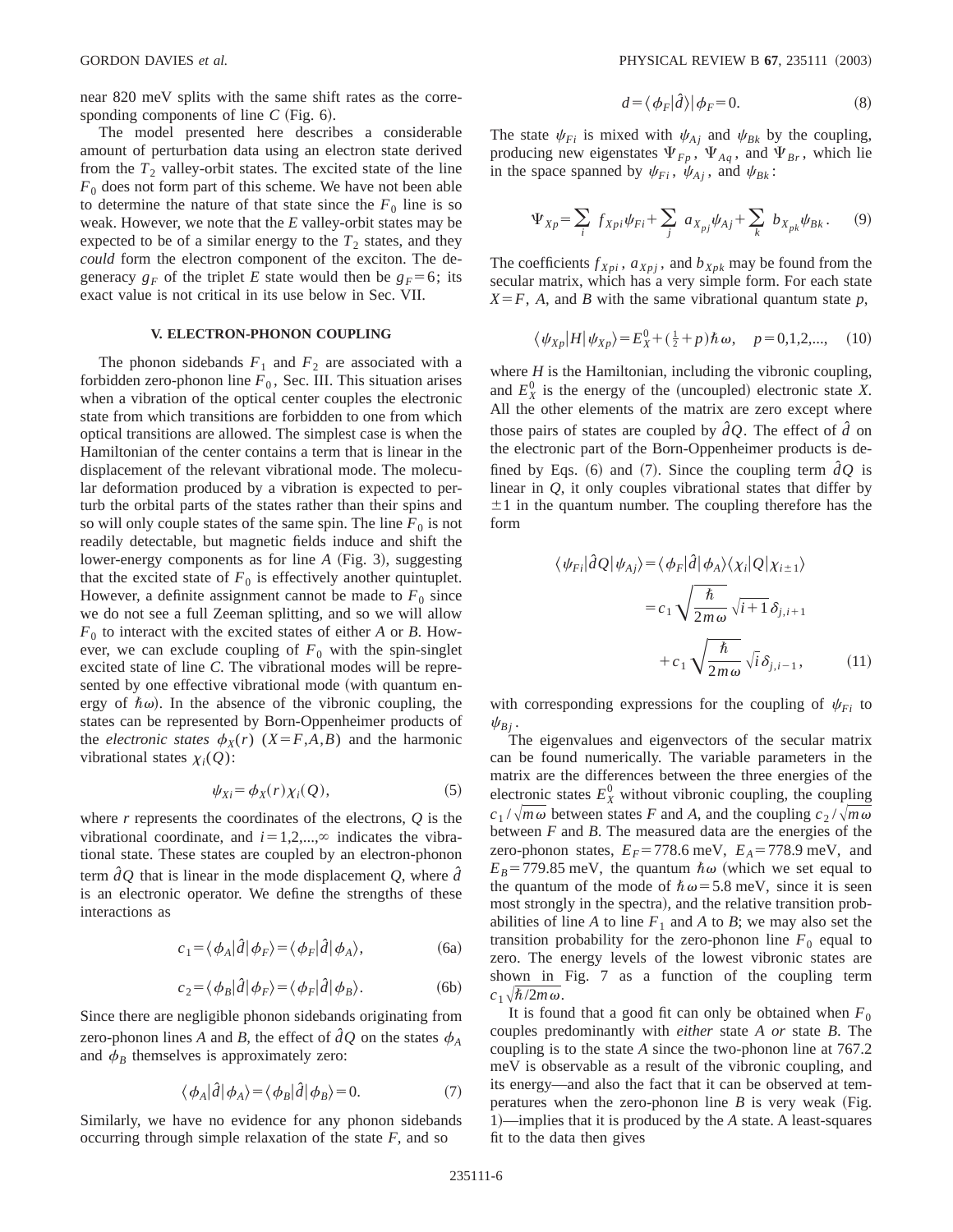near 820 meV splits with the same shift rates as the corresponding components of line $C$ (Fig. 6).

The model presented here describes a considerable amount of perturbation data using an electron state derived from the $T_2$ valley-orbit states. The excited state of the line $F_0$ does not form part of this scheme. We have not been able to determine the nature of that state since the $F_0$ line is so weak. However, we note that the $E$ valley-orbit states may be expected to be of a similar energy to the $T_2$ states, and they *could* form the electron component of the exciton. The degeneracy $g_F$ of the triplet $E$ state would then be $g_F = 6$; its exact value is not critical in its use below in Sec. VII.

## V. ELECTRON-PHONON COUPLING

The phonon sidebands $F_1$ and $F_2$ are associated with a forbidden zero-phonon line $F_0$, Sec. III. This situation arises when a vibration of the optical center couples the electronic state from which transitions are forbidden to one from which optical transitions are allowed. The simplest case is when the Hamiltonian of the center contains a term that is linear in the displacement of the relevant vibrational mode. The molecular deformation produced by a vibration is expected to perturb the orbital parts of the states rather than their spins and so will only couple states of the same spin. The line $F_0$ is not readily detectable, but magnetic fields induce and shift the lower-energy components as for line $A$ (Fig. 3), suggesting that the excited state of $F_0$ is effectively another quintuplet. However, a definite assignment cannot be made to $F_0$ since we do not see a full Zeeman splitting, and so we will allow $F_0$ to interact with the excited states of either $A$ or $B$. However, we can exclude coupling of $F_0$ with the spin-singlet excited state of line $C$. The vibrational modes will be represented by one effective vibrational mode (with quantum energy of $\hbar\omega$). In the absence of the vibronic coupling, the states can be represented by Born-Oppenheimer products of the *electronic states* $\phi_X(r)$ ($X = F, A, B$) and the harmonic vibrational states $\chi_i(Q)$:

$$\psi_{Xi} = \phi_X(r)\chi_i(Q), \tag{5}$$

where $r$ represents the coordinates of the electrons, $Q$ is the vibrational coordinate, and $i = 1,2,...,\infty$ indicates the vibrational state. These states are coupled by an electron-phonon term $\hat{d}Q$ that is linear in the mode displacement $Q$, where $\hat{d}$ is an electronic operator. We define the strengths of these interactions as

$$c_1 = \langle \phi_A|\hat{d}|\phi_F\rangle = \langle \phi_F|\hat{d}|\phi_A\rangle, \tag{6a}$$

$$c_2 = \langle \phi_B|\hat{d}|\phi_F\rangle = \langle \phi_F|\hat{d}|\phi_B\rangle. \tag{6b}$$

Since there are negligible phonon sidebands originating from zero-phonon lines $A$ and $B$, the effect of $\hat{d}Q$ on the states $\phi_A$ and $\phi_B$ themselves is approximately zero:

$$\langle \phi_A|\hat{d}|\phi_A\rangle = \langle \phi_B|\hat{d}|\phi_B\rangle = 0. \tag{7}$$

Similarly, we have no evidence for any phonon sidebands occurring through simple relaxation of the state $F$, and so

$$d = \langle \phi_F|\hat{d}\rangle|\phi_F = 0. \tag{8}$$

The state $\psi_{Fi}$ is mixed with $\psi_{Aj}$ and $\psi_{Bk}$ by the coupling, producing new eigenstates $\Psi_{Fp}$, $\Psi_{Aq}$, and $\Psi_{Br}$, which lie in the space spanned by $\psi_{Fi}$, $\psi_{Aj}$, and $\psi_{Bk}$:

$$\Psi_{Xp} = \sum_i f_{Xpi}\psi_{Fi} + \sum_j a_{X_{pj}}\psi_{Aj} + \sum_k b_{X_{pk}}\psi_{Bk}. \tag{9}$$

The coefficients $f_{Xpi}$, $a_{Xpj}$, and $b_{Xpk}$ may be found from the secular matrix, which has a very simple form. For each state $X = F$, $A$, and $B$ with the same vibrational quantum state $p$,

$$\langle \psi_{Xp}|H|\psi_{Xp}\rangle = E_X^0 + (\tfrac{1}{2} + p)\hbar\omega, \quad p = 0,1,2,..., \tag{10}$$

where $H$ is the Hamiltonian, including the vibronic coupling, and $E_X^0$ is the energy of the (uncoupled) electronic state $X$. All the other elements of the matrix are zero except where those pairs of states are coupled by $\hat{d}Q$. The effect of $\hat{d}$ on the electronic part of the Born-Oppenheimer products is defined by Eqs. (6) and (7). Since the coupling term $\hat{d}Q$ is linear in $Q$, it only couples vibrational states that differ by $\pm 1$ in the quantum number. The coupling therefore has the form

$$\begin{aligned}\langle \psi_{Fi}|\hat{d}Q|\psi_{Aj}\rangle &= \langle \phi_F|\hat{d}|\phi_A\rangle\langle \chi_i|Q|\chi_{i\pm 1}\rangle \\ &= c_1\sqrt{\frac{\hbar}{2m\omega}}\sqrt{i+1}\,\delta_{j,i+1} \\ &\quad + c_1\sqrt{\frac{\hbar}{2m\omega}}\sqrt{i}\,\delta_{j,i-1},\end{aligned} \tag{11}$$

with corresponding expressions for the coupling of $\psi_{Fi}$ to $\psi_{Bj}$.

The eigenvalues and eigenvectors of the secular matrix can be found numerically. The variable parameters in the matrix are the differences between the three energies of the electronic states $E_X^0$ without vibronic coupling, the coupling $c_1/\sqrt{m\omega}$ between states $F$ and $A$, and the coupling $c_2/\sqrt{m\omega}$ between $F$ and $B$. The measured data are the energies of the zero-phonon states, $E_F = 778.6$ meV, $E_A = 778.9$ meV, and $E_B = 779.85$ meV, the quantum $\hbar\omega$ (which we set equal to the quantum of the mode of $\hbar\omega = 5.8$ meV, since it is seen most strongly in the spectra), and the relative transition probabilities of line $A$ to line $F_1$ and $A$ to $B$; we may also set the transition probability for the zero-phonon line $F_0$ equal to zero. The energy levels of the lowest vibronic states are shown in Fig. 7 as a function of the coupling term $c_1\sqrt{\hbar/2m\omega}$.

It is found that a good fit can only be obtained when $F_0$ couples predominantly with *either* state $A$ *or* state $B$. The coupling is to the state $A$ since the two-phonon line at 767.2 meV is observable as a result of the vibronic coupling, and its energy—and also the fact that it can be observed at temperatures when the zero-phonon line $B$ is very weak (Fig. 1)—implies that it is produced by the $A$ state. A least-squares fit to the data then gives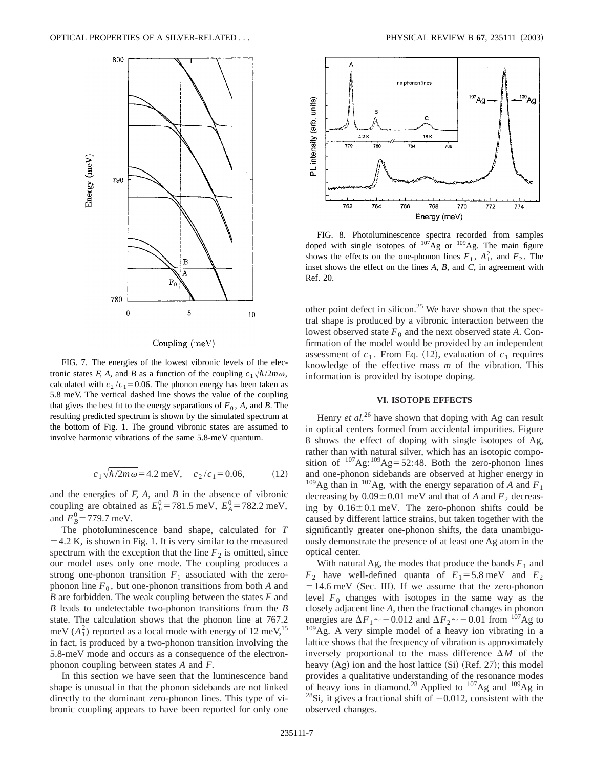FIG. 7. The energies of the lowest vibronic levels of the electronic states *F, A*, and *B* as a function of the coupling $c_1\sqrt{\hbar/2m\omega}$, calculated with $c_2/c_1=0.06$. The phonon energy has been taken as 5.8 meV. The vertical dashed line shows the value of the coupling that gives the best fit to the energy separations of $F_0$, *A*, and *B*. The resulting predicted spectrum is shown by the simulated spectrum at the bottom of Fig. 1. The ground vibronic states are assumed to involve harmonic vibrations of the same 5.8-meV quantum.

$$c_1\sqrt{\hbar/2m\omega}=4.2\text{ meV},\quad c_2/c_1=0.06,\tag{12}$$

and the energies of *F, A*, and *B* in the absence of vibronic coupling are obtained as $E_F^0=781.5$ meV, $E_A^0=782.2$ meV, and $E_B^0=779.7$ meV.

The photoluminescence band shape, calculated for $T=4.2$ K, is shown in Fig. 1. It is very similar to the measured spectrum with the exception that the line $F_2$ is omitted, since our model uses only one mode. The coupling produces a strong one-phonon transition $F_1$ associated with the zero-phonon line $F_0$, but one-phonon transitions from both *A* and *B* are forbidden. The weak coupling between the states *F* and *B* leads to undetectable two-phonon transitions from the *B* state. The calculation shows that the phonon line at 767.2 meV ($A_1^2$) reported as a local mode with energy of 12 meV,[15] in fact, is produced by a two-phonon transition involving the 5.8-meV mode and occurs as a consequence of the electron-phonon coupling between states *A* and *F*.

In this section we have seen that the luminescence band shape is unusual in that the phonon sidebands are not linked directly to the dominant zero-phonon lines. This type of vibronic coupling appears to have been reported for only one other point defect in silicon.[25] We have shown that the spectral shape is produced by a vibronic interaction between the lowest observed state $F_0$ and the next observed state *A*. Confirmation of the model would be provided by an independent assessment of $c_1$. From Eq. (12), evaluation of $c_1$ requires knowledge of the effective mass *m* of the vibration. This information is provided by isotope doping.

FIG. 8. Photoluminescence spectra recorded from samples doped with single isotopes of $^{107}$Ag or $^{109}$Ag. The main figure shows the effects on the one-phonon lines $F_1$, $A_1^2$, and $F_2$. The inset shows the effect on the lines *A, B*, and *C*, in agreement with Ref. 20.

## VI. ISOTOPE EFFECTS

Henry *et al.*[26] have shown that doping with Ag can result in optical centers formed from accidental impurities. Figure 8 shows the effect of doping with single isotopes of Ag, rather than with natural silver, which has an isotopic composition of $^{107}$Ag:$^{109}$Ag=52:48. Both the zero-phonon lines and one-phonon sidebands are observed at higher energy in $^{109}$Ag than in $^{107}$Ag, with the energy separation of *A* and $F_1$ decreasing by $0.09\pm0.01$ meV and that of *A* and $F_2$ decreasing by $0.16\pm0.1$ meV. The zero-phonon shifts could be caused by different lattice strains, but taken together with the significantly greater one-phonon shifts, the data unambiguously demonstrate the presence of at least one Ag atom in the optical center.

With natural Ag, the modes that produce the bands $F_1$ and $F_2$ have well-defined quanta of $E_1=5.8$ meV and $E_2=14.6$ meV (Sec. III). If we assume that the zero-phonon level $F_0$ changes with isotopes in the same way as the closely adjacent line *A*, then the fractional changes in phonon energies are $\Delta F_1\sim-0.012$ and $\Delta F_2\sim-0.01$ from $^{107}$Ag to $^{109}$Ag. A very simple model of a heavy ion vibrating in a lattice shows that the frequency of vibration is approximately inversely proportional to the mass difference $\Delta M$ of the heavy (Ag) ion and the host lattice (Si) (Ref. 27); this model provides a qualitative understanding of the resonance modes of heavy ions in diamond.[28] Applied to $^{107}$Ag and $^{109}$Ag in $^{28}$Si, it gives a fractional shift of $-0.012$, consistent with the observed changes.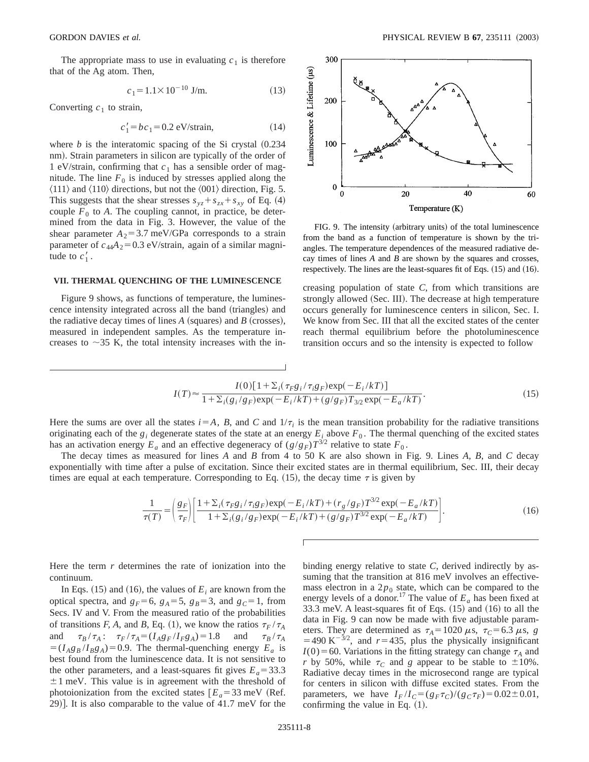The appropriate mass to use in evaluating $c_1$ is therefore that of the Ag atom. Then,

$$c_1 = 1.1 \times 10^{-10} \text{ J/m}. \tag{13}$$

Converting $c_1$ to strain,

$$c_1' = bc_1 = 0.2 \text{ eV/strain}, \tag{14}$$

where $b$ is the interatomic spacing of the Si crystal (0.234 nm). Strain parameters in silicon are typically of the order of 1 eV/strain, confirming that $c_1$ has a sensible order of magnitude. The line $F_0$ is induced by stresses applied along the $\langle 111 \rangle$ and $\langle 110 \rangle$ directions, but not the $\langle 001 \rangle$ direction, Fig. 5. This suggests that the shear stresses $s_{yz} + s_{zx} + s_{xy}$ of Eq. (4) couple $F_0$ to $A$. The coupling cannot, in practice, be determined from the data in Fig. 3. However, the value of the shear parameter $A_2 = 3.7$ meV/GPa corresponds to a strain parameter of $c_{44}A_2 = 0.3$ eV/strain, again of a similar magnitude to $c_1'$.

## VII. THERMAL QUENCHING OF THE LUMINESCENCE

Figure 9 shows, as functions of temperature, the luminescence intensity integrated across all the band (triangles) and the radiative decay times of lines $A$ (squares) and $B$ (crosses), measured in independent samples. As the temperature increases to ~35 K, the total intensity increases with the increasing population of state $C$, from which transitions are strongly allowed (Sec. III). The decrease at high temperature occurs generally for luminescence centers in silicon, Sec. I. We know from Sec. III that all the excited states of the center reach thermal equilibrium before the photoluminescence transition occurs and so the intensity is expected to follow

FIG. 9. The intensity (arbitrary units) of the total luminescence from the band as a function of temperature is shown by the triangles. The temperature dependences of the measured radiative decay times of lines $A$ and $B$ are shown by the squares and crosses, respectively. The lines are the least-squares fit of Eqs. (15) and (16).

$$I(T) \approx \frac{I(0)[1 + \Sigma_i(\tau_F g_i/\tau_i g_F)\exp(-E_i/kT)]}{1 + \Sigma_i(g_i/g_F)\exp(-E_i/kT) + (g/g_F)T_{3/2}\exp(-E_a/kT)}. \tag{15}$$

Here the sums are over all the states $i = A$, $B$, and $C$ and $1/\tau_i$ is the mean transition probability for the radiative transitions originating each of the $g_i$ degenerate states of the state at an energy $E_i$ above $F_0$. The thermal quenching of the excited states has an activation energy $E_a$ and an effective degeneracy of $(g/g_F)T^{3/2}$ relative to state $F_0$.

The decay times as measured for lines $A$ and $B$ from 4 to 50 K are also shown in Fig. 9. Lines $A$, $B$, and $C$ decay exponentially with time after a pulse of excitation. Since their excited states are in thermal equilibrium, Sec. III, their decay times are equal at each temperature. Corresponding to Eq. (15), the decay time $\tau$ is given by

$$\frac{1}{\tau(T)} = \left(\frac{g_F}{\tau_F}\right)\left[\frac{1 + \Sigma_i(\tau_F g_i/\tau_i g_F)\exp(-E_i/kT) + (r_g/g_F)T^{3/2}\exp(-E_a/kT)}{1 + \Sigma_i(g_i/g_F)\exp(-E_i/kT) + (g/g_F)T^{3/2}\exp(-E_a/kT)}\right]. \tag{16}$$

Here the term $r$ determines the rate of ionization into the continuum.

In Eqs. (15) and (16), the values of $E_i$ are known from the optical spectra, and $g_F = 6$, $g_A = 5$, $g_B = 3$, and $g_C = 1$, from Secs. IV and V. From the measured ratio of the probabilities of transitions $F$, $A$, and $B$, Eq. (1), we know the ratios $\tau_F/\tau_A$ and $\tau_B/\tau_A$: $\tau_F/\tau_A = (I_A g_F/I_F g_A) = 1.8$ and $\tau_B/\tau_A = (I_A g_B/I_B g_A) = 0.9$. The thermal-quenching energy $E_a$ is best found from the luminescence data. It is not sensitive to the other parameters, and a least-squares fit gives $E_a = 33.3 \pm 1$ meV. This value is in agreement with the threshold of photoionization from the excited states [$E_a = 33$ meV (Ref. 29)]. It is also comparable to the value of 41.7 meV for the binding energy relative to state $C$, derived indirectly by assuming that the transition at 816 meV involves an effective-mass electron in a $2p_0$ state, which can be compared to the energy levels of a donor.[17] The value of $E_a$ has been fixed at 33.3 meV. A least-squares fit of Eqs. (15) and (16) to all the data in Fig. 9 can now be made with five adjustable parameters. They are determined as $\tau_A = 1020$ μs, $\tau_C = 6.3$ μs, $g = 490 \text{ K}^{-3/2}$, and $r = 435$, plus the physically insignificant $I(0) = 60$. Variations in the fitting strategy can change $\tau_A$ and $r$ by 50%, while $\tau_C$ and $g$ appear to be stable to ±10%. Radiative decay times in the microsecond range are typical for centers in silicon with diffuse excited states. From the parameters, we have $I_F/I_C = (g_F \tau_C)/(g_C \tau_F) = 0.02 \pm 0.01$, confirming the value in Eq. (1).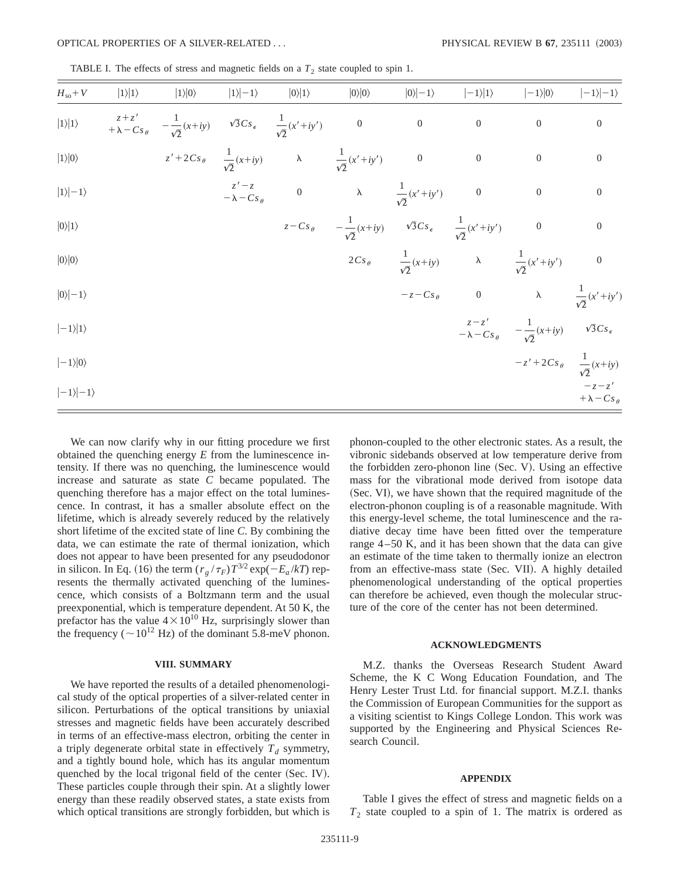TABLE I. The effects of stress and magnetic fields on a $T_2$ state coupled to spin 1.

| $H_{so}+V$ | $\|1\rangle\|1\rangle$ | $\|1\rangle\|0\rangle$ | $\|1\rangle\|-1\rangle$ | $\|0\rangle\|1\rangle$ | $\|0\rangle\|0\rangle$ | $\|0\rangle\|-1\rangle$ | $\|-1\rangle\|1\rangle$ | $\|-1\rangle\|0\rangle$ | $\|-1\rangle\|-1\rangle$ |
|---|---|---|---|---|---|---|---|---|---|
| $\|1\rangle\|1\rangle$ | $z+z' + \lambda - Cs_\theta$ | $-\frac{1}{\sqrt{2}}(x+iy)$ | $\sqrt{3}Cs_\epsilon$ | $\frac{1}{\sqrt{2}}(x'+iy')$ | 0 | 0 | 0 | 0 | 0 |
| $\|1\rangle\|0\rangle$ | | $z'+2Cs_\theta$ | $\frac{1}{\sqrt{2}}(x+iy)$ | $\lambda$ | $\frac{1}{\sqrt{2}}(x'+iy')$ | 0 | 0 | 0 | 0 |
| $\|1\rangle\|-1\rangle$ | | | $z'-z -\lambda - Cs_\theta$ | 0 | $\lambda$ | $\frac{1}{\sqrt{2}}(x'+iy')$ | 0 | 0 | 0 |
| $\|0\rangle\|1\rangle$ | | | | $z-Cs_\theta$ | $-\frac{1}{\sqrt{2}}(x+iy)$ | $\sqrt{3}Cs_\epsilon$ | $\frac{1}{\sqrt{2}}(x'+iy')$ | 0 | 0 |
| $\|0\rangle\|0\rangle$ | | | | | $2Cs_\theta$ | $\frac{1}{\sqrt{2}}(x+iy)$ | $\lambda$ | $\frac{1}{\sqrt{2}}(x'+iy')$ | 0 |
| $\|0\rangle\|-1\rangle$ | | | | | | $-z-Cs_\theta$ | 0 | $\lambda$ | $\frac{1}{\sqrt{2}}(x'+iy')$ |
| $\|-1\rangle\|1\rangle$ | | | | | | | $z-z' -\lambda - Cs_\theta$ | $-\frac{1}{\sqrt{2}}(x+iy)$ | $\sqrt{3}Cs_\epsilon$ |
| $\|-1\rangle\|0\rangle$ | | | | | | | | $-z'+2Cs_\theta$ | $\frac{1}{\sqrt{2}}(x+iy)$ |
| $\|-1\rangle\|-1\rangle$ | | | | | | | | | $-z-z' +\lambda - Cs_\theta$ |

We can now clarify why in our fitting procedure we first obtained the quenching energy $E$ from the luminescence intensity. If there was no quenching, the luminescence would increase and saturate as state $C$ became populated. The quenching therefore has a major effect on the total luminescence. In contrast, it has a smaller absolute effect on the lifetime, which is already severely reduced by the relatively short lifetime of the excited state of line $C$. By combining the data, we can estimate the rate of thermal ionization, which does not appear to have been presented for any pseudodonor in silicon. In Eq. (16) the term $(r_g/\tau_F)T^{3/2}\exp(-E_a/kT)$ represents the thermally activated quenching of the luminescence, which consists of a Boltzmann term and the usual preexponential, which is temperature dependent. At 50 K, the prefactor has the value $4\times10^{10}$ Hz, surprisingly slower than the frequency ($\sim10^{12}$ Hz) of the dominant 5.8-meV phonon.

## VIII. SUMMARY

We have reported the results of a detailed phenomenological study of the optical properties of a silver-related center in silicon. Perturbations of the optical transitions by uniaxial stresses and magnetic fields have been accurately described in terms of an effective-mass electron, orbiting the center in a triply degenerate orbital state in effectively $T_d$ symmetry, and a tightly bound hole, which has its angular momentum quenched by the local trigonal field of the center (Sec. IV). These particles couple through their spin. At a slightly lower energy than these readily observed states, a state exists from which optical transitions are strongly forbidden, but which is phonon-coupled to the other electronic states. As a result, the vibronic sidebands observed at low temperature derive from the forbidden zero-phonon line (Sec. V). Using an effective mass for the vibrational mode derived from isotope data (Sec. VI), we have shown that the required magnitude of the electron-phonon coupling is of a reasonable magnitude. With this energy-level scheme, the total luminescence and the radiative decay time have been fitted over the temperature range 4–50 K, and it has been shown that the data can give an estimate of the time taken to thermally ionize an electron from an effective-mass state (Sec. VII). A highly detailed phenomenological understanding of the optical properties can therefore be achieved, even though the molecular structure of the core of the center has not been determined.

## ACKNOWLEDGMENTS

M.Z. thanks the Overseas Research Student Award Scheme, the K C Wong Education Foundation, and The Henry Lester Trust Ltd. for financial support. M.Z.I. thanks the Commission of European Communities for the support as a visiting scientist to Kings College London. This work was supported by the Engineering and Physical Sciences Research Council.

## APPENDIX

Table I gives the effect of stress and magnetic fields on a $T_2$ state coupled to a spin of 1. The matrix is ordered as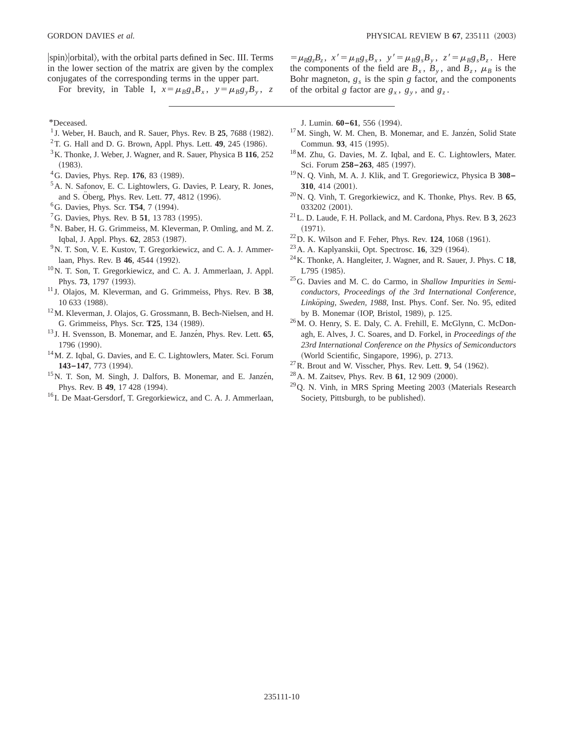$|\text{spin}\rangle|\text{orbital}\rangle$, with the orbital parts defined in Sec. III. Terms in the lower section of the matrix are given by the complex conjugates of the corresponding terms in the upper part.

For brevity, in Table I, $x=\mu_B g_x B_x$, $y=\mu_B g_y B_y$, $z=\mu_B g_z B_z$, $x'=\mu_B g_s B_x$, $y'=\mu_B g_s B_y$, $z'=\mu_B g_s B_z$. Here the components of the field are $B_x$, $B_y$, and $B_z$, $\mu_B$ is the Bohr magneton, $g_s$ is the spin $g$ factor, and the components of the orbital $g$ factor are $g_x$, $g_y$, and $g_z$.

---

*Deceased.

[1] J. Weber, H. Bauch, and R. Sauer, Phys. Rev. B **25**, 7688 (1982).

[2] T. G. Hall and D. G. Brown, Appl. Phys. Lett. **49**, 245 (1986).

[3] K. Thonke, J. Weber, J. Wagner, and R. Sauer, Physica B **116**, 252 (1983).

[4] G. Davies, Phys. Rep. **176**, 83 (1989).

[5] A. N. Safonov, E. C. Lightowlers, G. Davies, P. Leary, R. Jones, and S. Öberg, Phys. Rev. Lett. **77**, 4812 (1996).

[6] G. Davies, Phys. Scr. **T54**, 7 (1994).

[7] G. Davies, Phys. Rev. B **51**, 13 783 (1995).

[8] N. Baber, H. G. Grimmeiss, M. Kleverman, P. Omling, and M. Z. Iqbal, J. Appl. Phys. **62**, 2853 (1987).

[9] N. T. Son, V. E. Kustov, T. Gregorkiewicz, and C. A. J. Ammerlaan, Phys. Rev. B **46**, 4544 (1992).

[10] N. T. Son, T. Gregorkiewicz, and C. A. J. Ammerlaan, J. Appl. Phys. **73**, 1797 (1993).

[11] J. Olajos, M. Kleverman, and G. Grimmeiss, Phys. Rev. B **38**, 10 633 (1988).

[12] M. Kleverman, J. Olajos, G. Grossmann, B. Bech-Nielsen, and H. G. Grimmeiss, Phys. Scr. **T25**, 134 (1989).

[13] J. H. Svensson, B. Monemar, and E. Janzén, Phys. Rev. Lett. **65**, 1796 (1990).

[14] M. Z. Iqbal, G. Davies, and E. C. Lightowlers, Mater. Sci. Forum **143–147**, 773 (1994).

[15] N. T. Son, M. Singh, J. Dalfors, B. Monemar, and E. Janzén, Phys. Rev. B **49**, 17 428 (1994).

[16] I. De Maat-Gersdorf, T. Gregorkiewicz, and C. A. J. Ammerlaan, J. Lumin. **60–61**, 556 (1994).

[17] M. Singh, W. M. Chen, B. Monemar, and E. Janzén, Solid State Commun. **93**, 415 (1995).

[18] M. Zhu, G. Davies, M. Z. Iqbal, and E. C. Lightowlers, Mater. Sci. Forum **258–263**, 485 (1997).

[19] N. Q. Vinh, M. A. J. Klik, and T. Gregoriewicz, Physica B **308–310**, 414 (2001).

[20] N. Q. Vinh, T. Gregorkiewicz, and K. Thonke, Phys. Rev. B **65**, 033202 (2001).

[21] L. D. Laude, F. H. Pollack, and M. Cardona, Phys. Rev. B **3**, 2623 (1971).

[22] D. K. Wilson and F. Feher, Phys. Rev. **124**, 1068 (1961).

[23] A. A. Kaplyanskii, Opt. Spectrosc. **16**, 329 (1964).

[24] K. Thonke, A. Hangleiter, J. Wagner, and R. Sauer, J. Phys. C **18**, L795 (1985).

[25] G. Davies and M. C. do Carmo, in *Shallow Impurities in Semiconductors, Proceedings of the 3rd International Conference, Linköping, Sweden, 1988*, Inst. Phys. Conf. Ser. No. 95, edited by B. Monemar (IOP, Bristol, 1989), p. 125.

[26] M. O. Henry, S. E. Daly, C. A. Frehill, E. McGlynn, C. McDonagh, E. Alves, J. C. Soares, and D. Forkel, in *Proceedings of the 23rd International Conference on the Physics of Semiconductors* (World Scientific, Singapore, 1996), p. 2713.

[27] R. Brout and W. Visscher, Phys. Rev. Lett. **9**, 54 (1962).

[28] A. M. Zaitsev, Phys. Rev. B **61**, 12 909 (2000).

[29] Q. N. Vinh, in MRS Spring Meeting 2003 (Materials Research Society, Pittsburgh, to be published).